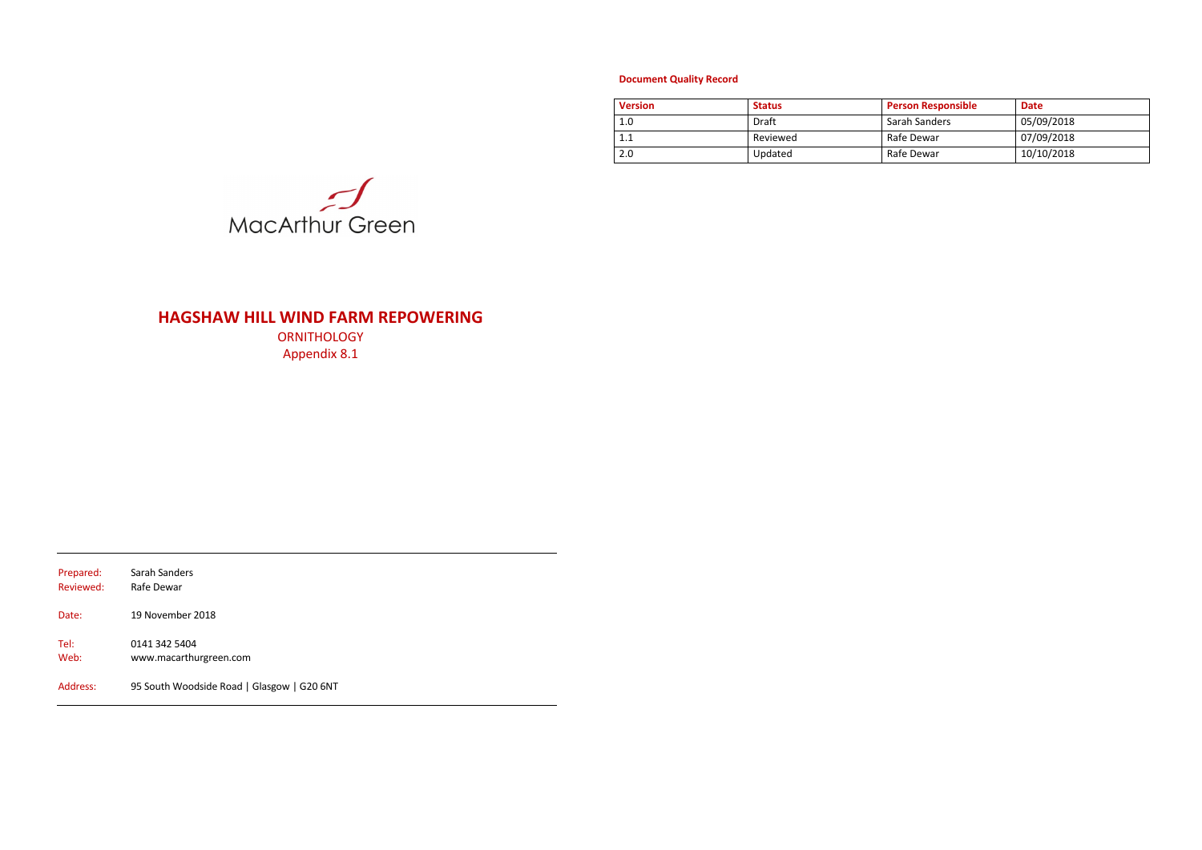**Document Quality Record**

| Version | Status | Person Responsible | Date |
|---|---|---|---|
| 1.0 | Draft | Sarah Sanders | 05/09/2018 |
| 1.1 | Reviewed | Rafe Dewar | 07/09/2018 |
| 2.0 | Updated | Rafe Dewar | 10/10/2018 |

MacArthur Green

# HAGSHAW HILL WIND FARM REPOWERING

ORNITHOLOGY

Appendix 8.1

Prepared: Sarah Sanders
Reviewed: Rafe Dewar

Date: 19 November 2018

Tel: 0141 342 5404
Web: www.macarthurgreen.com

Address: 95 South Woodside Road | Glasgow | G20 6NT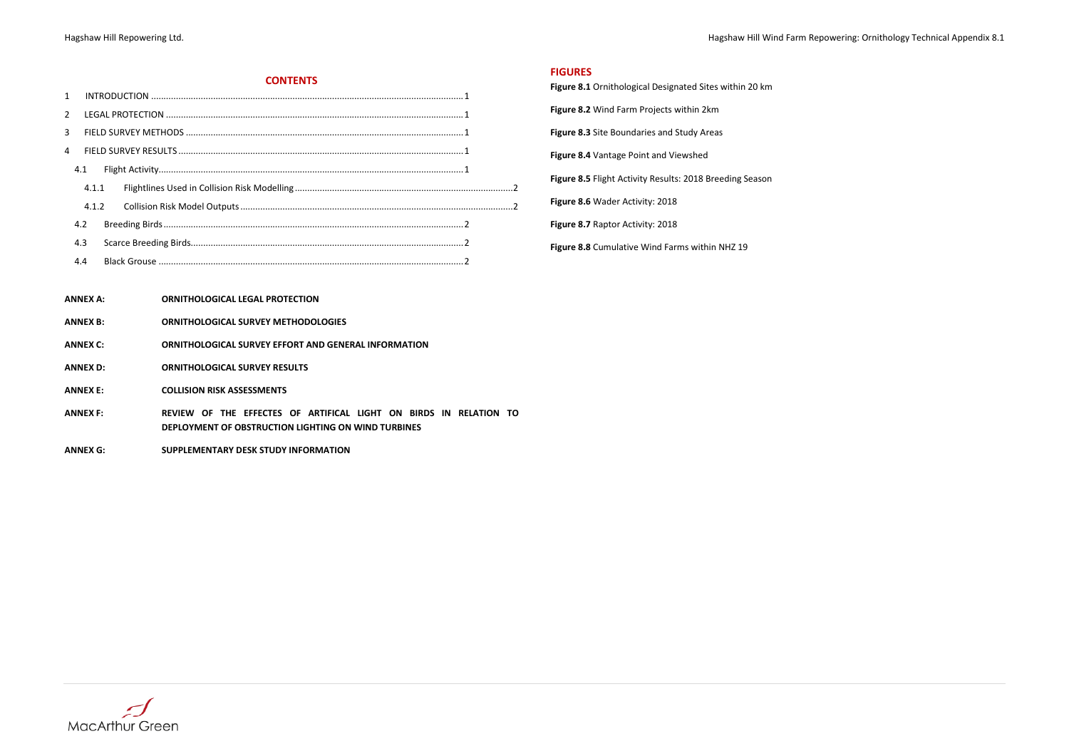## CONTENTS

1 INTRODUCTION ..... 1

2 LEGAL PROTECTION ..... 1

3 FIELD SURVEY METHODS ..... 1

4 FIELD SURVEY RESULTS ..... 1

- 4.1 Flight Activity ..... 1
  - 4.1.1 Flightlines Used in Collision Risk Modelling ..... 2
  - 4.1.2 Collision Risk Model Outputs ..... 2
- 4.2 Breeding Birds ..... 2
- 4.3 Scarce Breeding Birds ..... 2
- 4.4 Black Grouse ..... 2

**ANNEX A:** **ORNITHOLOGICAL LEGAL PROTECTION**

**ANNEX B:** **ORNITHOLOGICAL SURVEY METHODOLOGIES**

**ANNEX C:** **ORNITHOLOGICAL SURVEY EFFORT AND GENERAL INFORMATION**

**ANNEX D:** **ORNITHOLOGICAL SURVEY RESULTS**

**ANNEX E:** **COLLISION RISK ASSESSMENTS**

**ANNEX F:** **REVIEW OF THE EFFECTES OF ARTIFICAL LIGHT ON BIRDS IN RELATION TO DEPLOYMENT OF OBSTRUCTION LIGHTING ON WIND TURBINES**

**ANNEX G:** **SUPPLEMENTARY DESK STUDY INFORMATION**

## FIGURES

**Figure 8.1** Ornithological Designated Sites within 20 km

**Figure 8.2** Wind Farm Projects within 2km

**Figure 8.3** Site Boundaries and Study Areas

**Figure 8.4** Vantage Point and Viewshed

**Figure 8.5** Flight Activity Results: 2018 Breeding Season

**Figure 8.6** Wader Activity: 2018

**Figure 8.7** Raptor Activity: 2018

**Figure 8.8** Cumulative Wind Farms within NHZ 19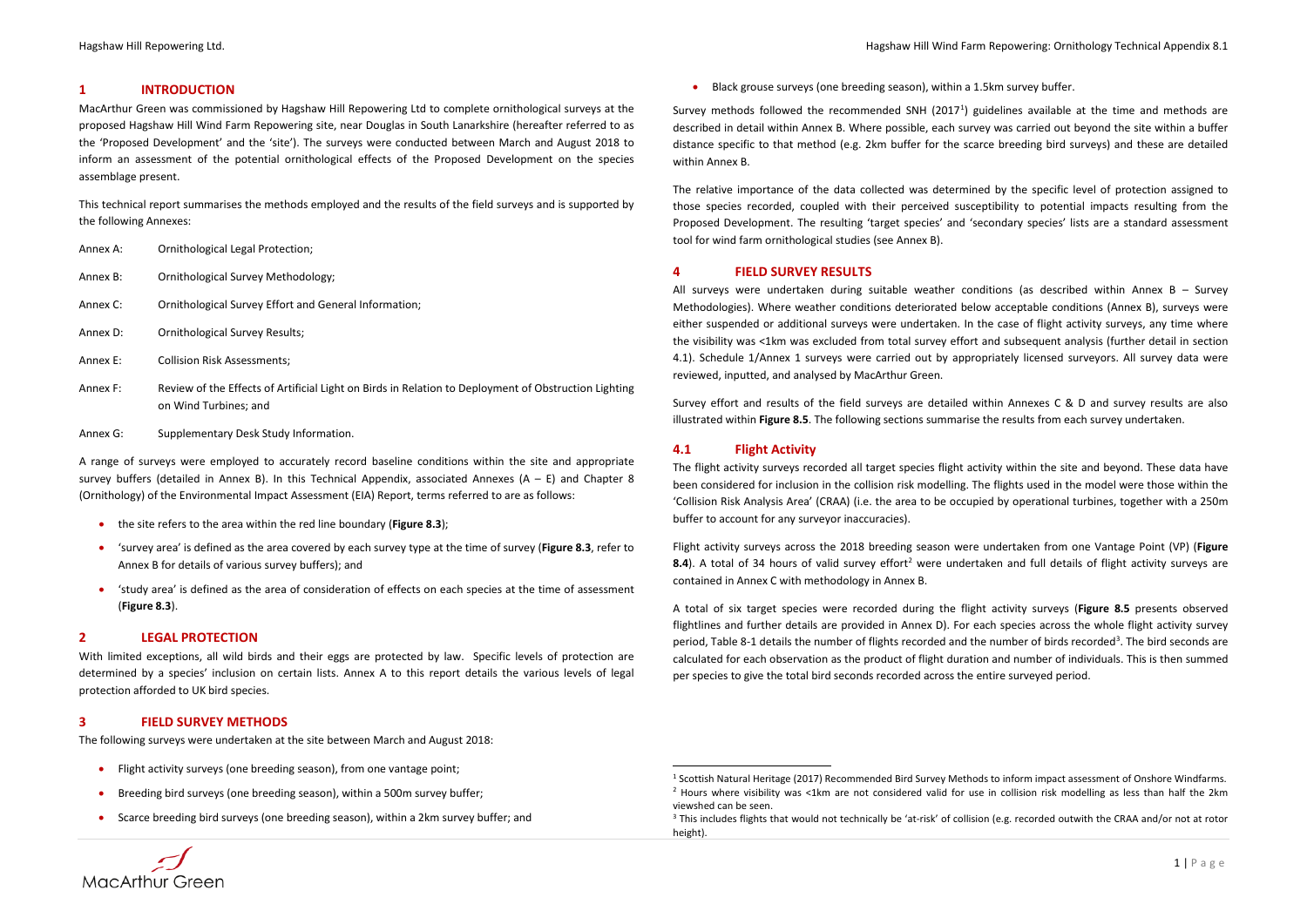## 1 INTRODUCTION

MacArthur Green was commissioned by Hagshaw Hill Repowering Ltd to complete ornithological surveys at the proposed Hagshaw Hill Wind Farm Repowering site, near Douglas in South Lanarkshire (hereafter referred to as the 'Proposed Development' and the 'site'). The surveys were conducted between March and August 2018 to inform an assessment of the potential ornithological effects of the Proposed Development on the species assemblage present.

This technical report summarises the methods employed and the results of the field surveys and is supported by the following Annexes:

- Annex A: Ornithological Legal Protection;
- Annex B: Ornithological Survey Methodology;
- Annex C: Ornithological Survey Effort and General Information;
- Annex D: Ornithological Survey Results;
- Annex E: Collision Risk Assessments;
- Annex F: Review of the Effects of Artificial Light on Birds in Relation to Deployment of Obstruction Lighting on Wind Turbines; and
- Annex G: Supplementary Desk Study Information.

A range of surveys were employed to accurately record baseline conditions within the site and appropriate survey buffers (detailed in Annex B). In this Technical Appendix, associated Annexes (A – E) and Chapter 8 (Ornithology) of the Environmental Impact Assessment (EIA) Report, terms referred to are as follows:

- the site refers to the area within the red line boundary (**Figure 8.3**);
- 'survey area' is defined as the area covered by each survey type at the time of survey (**Figure 8.3**, refer to Annex B for details of various survey buffers); and
- 'study area' is defined as the area of consideration of effects on each species at the time of assessment (**Figure 8.3**).

## 2 LEGAL PROTECTION

With limited exceptions, all wild birds and their eggs are protected by law. Specific levels of protection are determined by a species' inclusion on certain lists. Annex A to this report details the various levels of legal protection afforded to UK bird species.

## 3 FIELD SURVEY METHODS

The following surveys were undertaken at the site between March and August 2018:

- Flight activity surveys (one breeding season), from one vantage point;
- Breeding bird surveys (one breeding season), within a 500m survey buffer;
- Scarce breeding bird surveys (one breeding season), within a 2km survey buffer; and
- Black grouse surveys (one breeding season), within a 1.5km survey buffer.

Survey methods followed the recommended SNH (2017[1]) guidelines available at the time and methods are described in detail within Annex B. Where possible, each survey was carried out beyond the site within a buffer distance specific to that method (e.g. 2km buffer for the scarce breeding bird surveys) and these are detailed within Annex B.

The relative importance of the data collected was determined by the specific level of protection assigned to those species recorded, coupled with their perceived susceptibility to potential impacts resulting from the Proposed Development. The resulting 'target species' and 'secondary species' lists are a standard assessment tool for wind farm ornithological studies (see Annex B).

## 4 FIELD SURVEY RESULTS

All surveys were undertaken during suitable weather conditions (as described within Annex B – Survey Methodologies). Where weather conditions deteriorated below acceptable conditions (Annex B), surveys were either suspended or additional surveys were undertaken. In the case of flight activity surveys, any time where the visibility was <1km was excluded from total survey effort and subsequent analysis (further detail in section 4.1). Schedule 1/Annex 1 surveys were carried out by appropriately licensed surveyors. All survey data were reviewed, inputted, and analysed by MacArthur Green.

Survey effort and results of the field surveys are detailed within Annexes C & D and survey results are also illustrated within **Figure 8.5**. The following sections summarise the results from each survey undertaken.

### 4.1 Flight Activity

The flight activity surveys recorded all target species flight activity within the site and beyond. These data have been considered for inclusion in the collision risk modelling. The flights used in the model were those within the 'Collision Risk Analysis Area' (CRAA) (i.e. the area to be occupied by operational turbines, together with a 250m buffer to account for any surveyor inaccuracies).

Flight activity surveys across the 2018 breeding season were undertaken from one Vantage Point (VP) (**Figure 8.4**). A total of 34 hours of valid survey effort[2] were undertaken and full details of flight activity surveys are contained in Annex C with methodology in Annex B.

A total of six target species were recorded during the flight activity surveys (**Figure 8.5** presents observed flightlines and further details are provided in Annex D). For each species across the whole flight activity survey period, Table 8-1 details the number of flights recorded and the number of birds recorded[3]. The bird seconds are calculated for each observation as the product of flight duration and number of individuals. This is then summed per species to give the total bird seconds recorded across the entire surveyed period.

---

[1] Scottish Natural Heritage (2017) Recommended Bird Survey Methods to inform impact assessment of Onshore Windfarms.

[2] Hours where visibility was <1km are not considered valid for use in collision risk modelling as less than half the 2km viewshed can be seen.

[3] This includes flights that would not technically be 'at-risk' of collision (e.g. recorded outwith the CRAA and/or not at rotor height).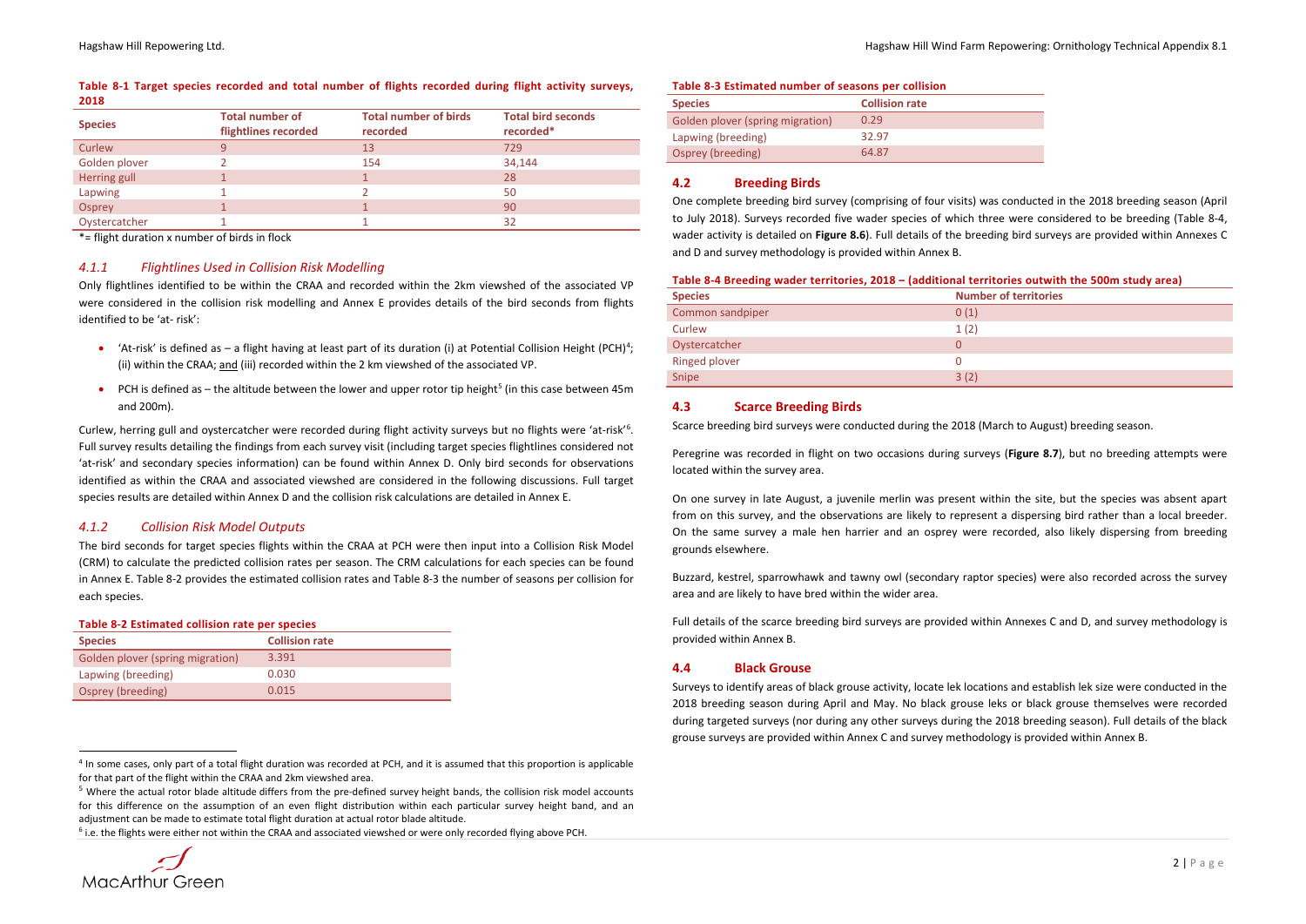**Table 8-1 Target species recorded and total number of flights recorded during flight activity surveys, 2018**

| Species | Total number of flightlines recorded | Total number of birds recorded | Total bird seconds recorded* |
|---|---|---|---|
| Curlew | 9 | 13 | 729 |
| Golden plover | 2 | 154 | 34,144 |
| Herring gull | 1 | 1 | 28 |
| Lapwing | 1 | 2 | 50 |
| Osprey | 1 | 1 | 90 |
| Oystercatcher | 1 | 1 | 32 |

*= flight duration x number of birds in flock

### *4.1.1 Flightlines Used in Collision Risk Modelling*

Only flightlines identified to be within the CRAA and recorded within the 2km viewshed of the associated VP were considered in the collision risk modelling and Annex E provides details of the bird seconds from flights identified to be 'at- risk':

- 'At-risk' is defined as – a flight having at least part of its duration (i) at Potential Collision Height (PCH)[4]; (ii) within the CRAA; and (iii) recorded within the 2 km viewshed of the associated VP.
- PCH is defined as – the altitude between the lower and upper rotor tip height[5] (in this case between 45m and 200m).

Curlew, herring gull and oystercatcher were recorded during flight activity surveys but no flights were 'at-risk'[6]. Full survey results detailing the findings from each survey visit (including target species flightlines considered not 'at-risk' and secondary species information) can be found within Annex D. Only bird seconds for observations identified as within the CRAA and associated viewshed are considered in the following discussions. Full target species results are detailed within Annex D and the collision risk calculations are detailed in Annex E.

### *4.1.2 Collision Risk Model Outputs*

The bird seconds for target species flights within the CRAA at PCH were then input into a Collision Risk Model (CRM) to calculate the predicted collision rates per season. The CRM calculations for each species can be found in Annex E. Table 8-2 provides the estimated collision rates and Table 8-3 the number of seasons per collision for each species.

**Table 8-2 Estimated collision rate per species**

| Species | Collision rate |
|---|---|
| Golden plover (spring migration) | 3.391 |
| Lapwing (breeding) | 0.030 |
| Osprey (breeding) | 0.015 |

[4] In some cases, only part of a total flight duration was recorded at PCH, and it is assumed that this proportion is applicable for that part of the flight within the CRAA and 2km viewshed area.

[5] Where the actual rotor blade altitude differs from the pre-defined survey height bands, the collision risk model accounts for this difference on the assumption of an even flight distribution within each particular survey height band, and an adjustment can be made to estimate total flight duration at actual rotor blade altitude.

[6] i.e. the flights were either not within the CRAA and associated viewshed or were only recorded flying above PCH.

**Table 8-3 Estimated number of seasons per collision**

| Species | Collision rate |
|---|---|
| Golden plover (spring migration) | 0.29 |
| Lapwing (breeding) | 32.97 |
| Osprey (breeding) | 64.87 |

## 4.2 Breeding Birds

One complete breeding bird survey (comprising of four visits) was conducted in the 2018 breeding season (April to July 2018). Surveys recorded five wader species of which three were considered to be breeding (Table 8-4, wader activity is detailed on **Figure 8.6**). Full details of the breeding bird surveys are provided within Annexes C and D and survey methodology is provided within Annex B.

**Table 8-4 Breeding wader territories, 2018 – (additional territories outwith the 500m study area)**

| Species | Number of territories |
|---|---|
| Common sandpiper | 0 (1) |
| Curlew | 1 (2) |
| Oystercatcher | 0 |
| Ringed plover | 0 |
| Snipe | 3 (2) |

## 4.3 Scarce Breeding Birds

Scarce breeding bird surveys were conducted during the 2018 (March to August) breeding season.

Peregrine was recorded in flight on two occasions during surveys (**Figure 8.7**), but no breeding attempts were located within the survey area.

On one survey in late August, a juvenile merlin was present within the site, but the species was absent apart from on this survey, and the observations are likely to represent a dispersing bird rather than a local breeder. On the same survey a male hen harrier and an osprey were recorded, also likely dispersing from breeding grounds elsewhere.

Buzzard, kestrel, sparrowhawk and tawny owl (secondary raptor species) were also recorded across the survey area and are likely to have bred within the wider area.

Full details of the scarce breeding bird surveys are provided within Annexes C and D, and survey methodology is provided within Annex B.

## 4.4 Black Grouse

Surveys to identify areas of black grouse activity, locate lek locations and establish lek size were conducted in the 2018 breeding season during April and May. No black grouse leks or black grouse themselves were recorded during targeted surveys (nor during any other surveys during the 2018 breeding season). Full details of the black grouse surveys are provided within Annex C and survey methodology is provided within Annex B.